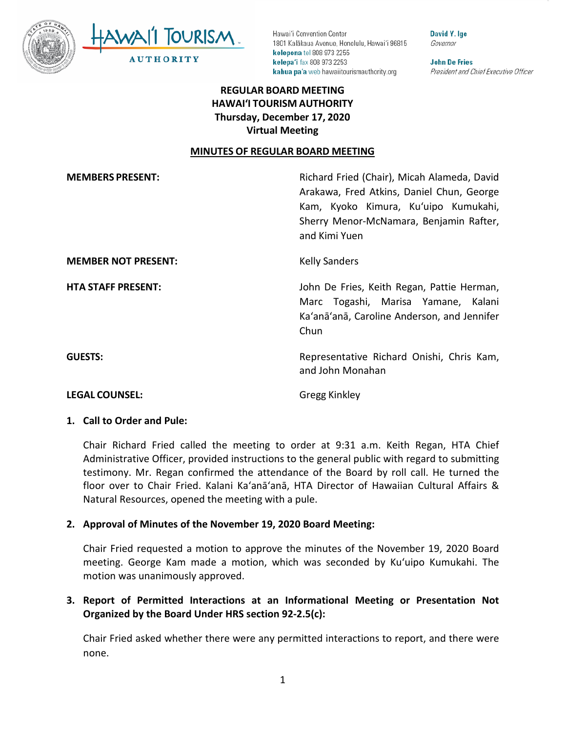Hawai'i Convention Center
1801 Kalākaua Avenue, Honolulu, Hawai'i 96815
**kelepona** tel 808 973 2255
**kelepa'i** fax 808 973 2253
**kahua pa'a** web hawaiitourismauthority.org

**David Y. Ige**
*Governor*

**John De Fries**
*President and Chief Executive Officer*

**REGULAR BOARD MEETING**
**HAWAIʻI TOURISM AUTHORITY**
**Thursday, December 17, 2020**
**Virtual Meeting**

**MINUTES OF REGULAR BOARD MEETING**

**MEMBERS PRESENT:** Richard Fried (Chair), Micah Alameda, David Arakawa, Fred Atkins, Daniel Chun, George Kam, Kyoko Kimura, Kuʻuipo Kumukahi, Sherry Menor-McNamara, Benjamin Rafter, and Kimi Yuen

**MEMBER NOT PRESENT:** Kelly Sanders

**HTA STAFF PRESENT:** John De Fries, Keith Regan, Pattie Herman, Marc Togashi, Marisa Yamane, Kalani Kaʻanāʻanā, Caroline Anderson, and Jennifer Chun

**GUESTS:** Representative Richard Onishi, Chris Kam, and John Monahan

**LEGAL COUNSEL:** Gregg Kinkley

**1. Call to Order and Pule:**

Chair Richard Fried called the meeting to order at 9:31 a.m. Keith Regan, HTA Chief Administrative Officer, provided instructions to the general public with regard to submitting testimony. Mr. Regan confirmed the attendance of the Board by roll call. He turned the floor over to Chair Fried. Kalani Kaʻanāʻanā, HTA Director of Hawaiian Cultural Affairs & Natural Resources, opened the meeting with a pule.

**2. Approval of Minutes of the November 19, 2020 Board Meeting:**

Chair Fried requested a motion to approve the minutes of the November 19, 2020 Board meeting. George Kam made a motion, which was seconded by Kuʻuipo Kumukahi. The motion was unanimously approved.

**3. Report of Permitted Interactions at an Informational Meeting or Presentation Not Organized by the Board Under HRS section 92-2.5(c):**

Chair Fried asked whether there were any permitted interactions to report, and there were none.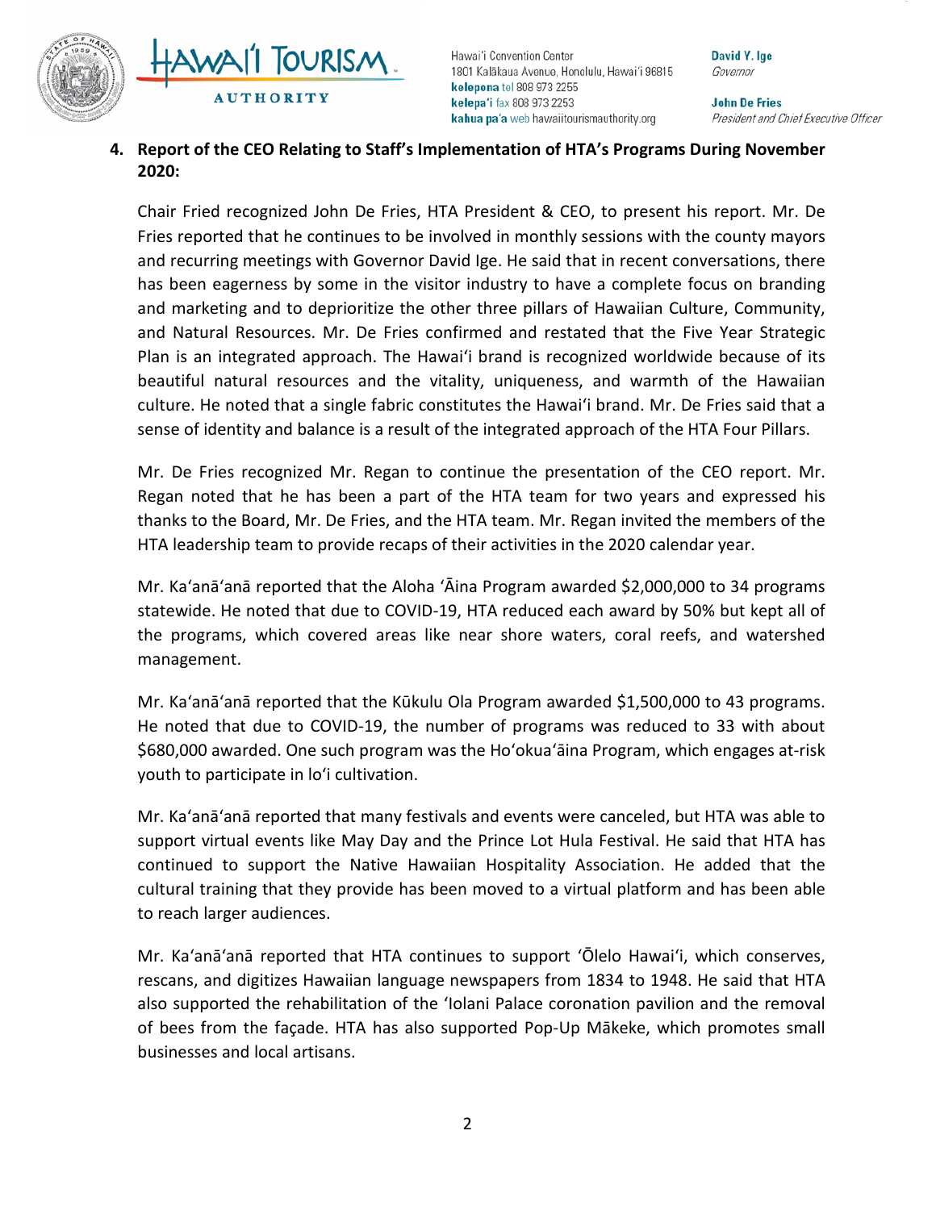**4. Report of the CEO Relating to Staff's Implementation of HTA's Programs During November 2020:**

Chair Fried recognized John De Fries, HTA President & CEO, to present his report. Mr. De Fries reported that he continues to be involved in monthly sessions with the county mayors and recurring meetings with Governor David Ige. He said that in recent conversations, there has been eagerness by some in the visitor industry to have a complete focus on branding and marketing and to deprioritize the other three pillars of Hawaiian Culture, Community, and Natural Resources. Mr. De Fries confirmed and restated that the Five Year Strategic Plan is an integrated approach. The Hawaiʻi brand is recognized worldwide because of its beautiful natural resources and the vitality, uniqueness, and warmth of the Hawaiian culture. He noted that a single fabric constitutes the Hawaiʻi brand. Mr. De Fries said that a sense of identity and balance is a result of the integrated approach of the HTA Four Pillars.

Mr. De Fries recognized Mr. Regan to continue the presentation of the CEO report. Mr. Regan noted that he has been a part of the HTA team for two years and expressed his thanks to the Board, Mr. De Fries, and the HTA team. Mr. Regan invited the members of the HTA leadership team to provide recaps of their activities in the 2020 calendar year.

Mr. Kaʻanāʻanā reported that the Aloha ʻĀina Program awarded $2,000,000 to 34 programs statewide. He noted that due to COVID-19, HTA reduced each award by 50% but kept all of the programs, which covered areas like near shore waters, coral reefs, and watershed management.

Mr. Kaʻanāʻanā reported that the Kūkulu Ola Program awarded $1,500,000 to 43 programs. He noted that due to COVID-19, the number of programs was reduced to 33 with about $680,000 awarded. One such program was the Hoʻokuaʻāina Program, which engages at-risk youth to participate in loʻi cultivation.

Mr. Kaʻanāʻanā reported that many festivals and events were canceled, but HTA was able to support virtual events like May Day and the Prince Lot Hula Festival. He said that HTA has continued to support the Native Hawaiian Hospitality Association. He added that the cultural training that they provide has been moved to a virtual platform and has been able to reach larger audiences.

Mr. Kaʻanāʻanā reported that HTA continues to support ʻŌlelo Hawaiʻi, which conserves, rescans, and digitizes Hawaiian language newspapers from 1834 to 1948. He said that HTA also supported the rehabilitation of the ʻIolani Palace coronation pavilion and the removal of bees from the façade. HTA has also supported Pop-Up Mākeke, which promotes small businesses and local artisans.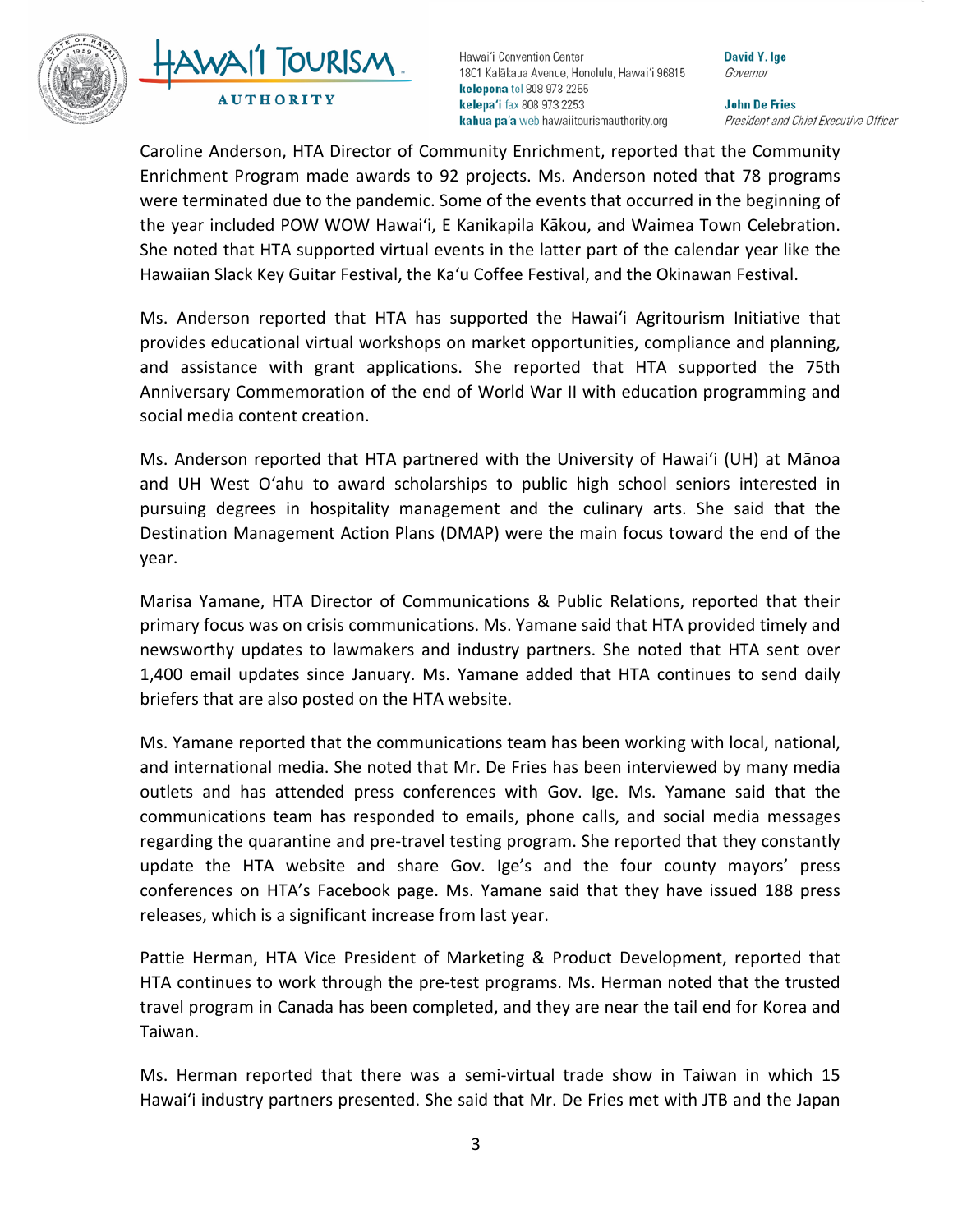Caroline Anderson, HTA Director of Community Enrichment, reported that the Community Enrichment Program made awards to 92 projects. Ms. Anderson noted that 78 programs were terminated due to the pandemic. Some of the events that occurred in the beginning of the year included POW WOW Hawaiʻi, E Kanikapila Kākou, and Waimea Town Celebration. She noted that HTA supported virtual events in the latter part of the calendar year like the Hawaiian Slack Key Guitar Festival, the Kaʻu Coffee Festival, and the Okinawan Festival.

Ms. Anderson reported that HTA has supported the Hawaiʻi Agritourism Initiative that provides educational virtual workshops on market opportunities, compliance and planning, and assistance with grant applications. She reported that HTA supported the 75th Anniversary Commemoration of the end of World War II with education programming and social media content creation.

Ms. Anderson reported that HTA partnered with the University of Hawaiʻi (UH) at Mānoa and UH West Oʻahu to award scholarships to public high school seniors interested in pursuing degrees in hospitality management and the culinary arts. She said that the Destination Management Action Plans (DMAP) were the main focus toward the end of the year.

Marisa Yamane, HTA Director of Communications & Public Relations, reported that their primary focus was on crisis communications. Ms. Yamane said that HTA provided timely and newsworthy updates to lawmakers and industry partners. She noted that HTA sent over 1,400 email updates since January. Ms. Yamane added that HTA continues to send daily briefers that are also posted on the HTA website.

Ms. Yamane reported that the communications team has been working with local, national, and international media. She noted that Mr. De Fries has been interviewed by many media outlets and has attended press conferences with Gov. Ige. Ms. Yamane said that the communications team has responded to emails, phone calls, and social media messages regarding the quarantine and pre-travel testing program. She reported that they constantly update the HTA website and share Gov. Ige's and the four county mayors' press conferences on HTA's Facebook page. Ms. Yamane said that they have issued 188 press releases, which is a significant increase from last year.

Pattie Herman, HTA Vice President of Marketing & Product Development, reported that HTA continues to work through the pre-test programs. Ms. Herman noted that the trusted travel program in Canada has been completed, and they are near the tail end for Korea and Taiwan.

Ms. Herman reported that there was a semi-virtual trade show in Taiwan in which 15 Hawaiʻi industry partners presented. She said that Mr. De Fries met with JTB and the Japan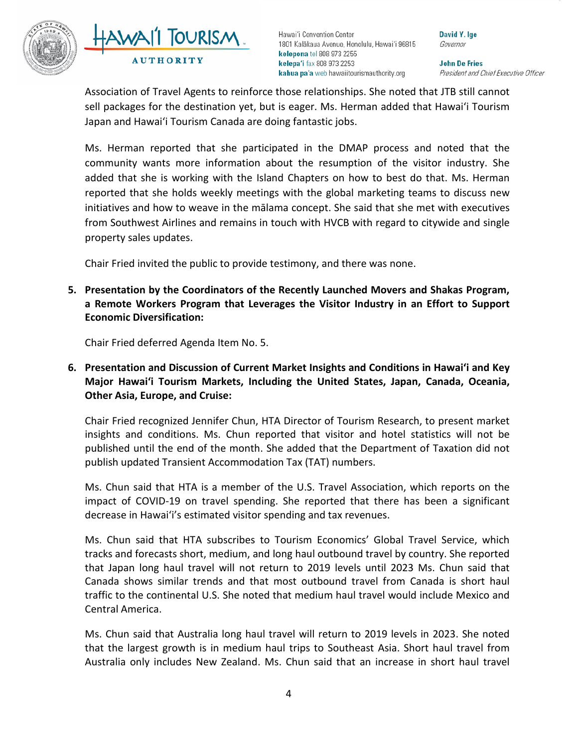Association of Travel Agents to reinforce those relationships. She noted that JTB still cannot sell packages for the destination yet, but is eager. Ms. Herman added that Hawaiʻi Tourism Japan and Hawaiʻi Tourism Canada are doing fantastic jobs.

Ms. Herman reported that she participated in the DMAP process and noted that the community wants more information about the resumption of the visitor industry. She added that she is working with the Island Chapters on how to best do that. Ms. Herman reported that she holds weekly meetings with the global marketing teams to discuss new initiatives and how to weave in the mālama concept. She said that she met with executives from Southwest Airlines and remains in touch with HVCB with regard to citywide and single property sales updates.

Chair Fried invited the public to provide testimony, and there was none.

**5. Presentation by the Coordinators of the Recently Launched Movers and Shakas Program, a Remote Workers Program that Leverages the Visitor Industry in an Effort to Support Economic Diversification:**

Chair Fried deferred Agenda Item No. 5.

**6. Presentation and Discussion of Current Market Insights and Conditions in Hawaiʻi and Key Major Hawaiʻi Tourism Markets, Including the United States, Japan, Canada, Oceania, Other Asia, Europe, and Cruise:**

Chair Fried recognized Jennifer Chun, HTA Director of Tourism Research, to present market insights and conditions. Ms. Chun reported that visitor and hotel statistics will not be published until the end of the month. She added that the Department of Taxation did not publish updated Transient Accommodation Tax (TAT) numbers.

Ms. Chun said that HTA is a member of the U.S. Travel Association, which reports on the impact of COVID-19 on travel spending. She reported that there has been a significant decrease in Hawaiʻi's estimated visitor spending and tax revenues.

Ms. Chun said that HTA subscribes to Tourism Economics' Global Travel Service, which tracks and forecasts short, medium, and long haul outbound travel by country. She reported that Japan long haul travel will not return to 2019 levels until 2023 Ms. Chun said that Canada shows similar trends and that most outbound travel from Canada is short haul traffic to the continental U.S. She noted that medium haul travel would include Mexico and Central America.

Ms. Chun said that Australia long haul travel will return to 2019 levels in 2023. She noted that the largest growth is in medium haul trips to Southeast Asia. Short haul travel from Australia only includes New Zealand. Ms. Chun said that an increase in short haul travel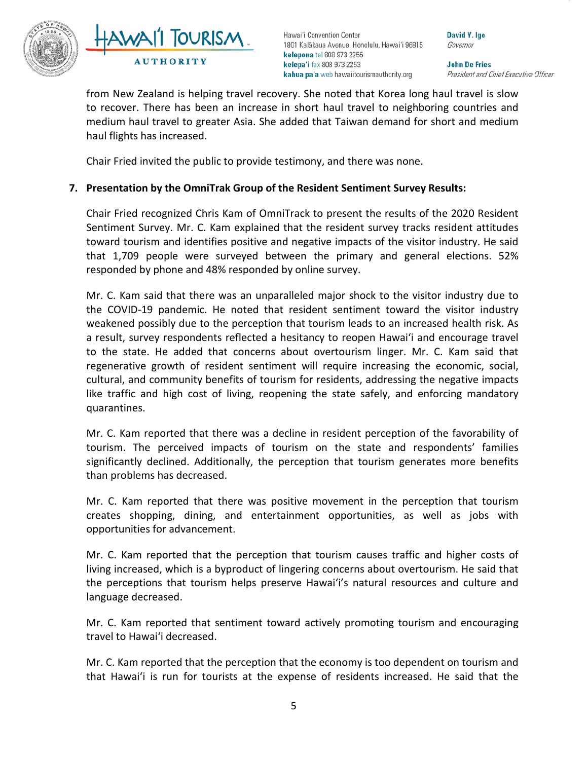from New Zealand is helping travel recovery. She noted that Korea long haul travel is slow to recover. There has been an increase in short haul travel to neighboring countries and medium haul travel to greater Asia. She added that Taiwan demand for short and medium haul flights has increased.

Chair Fried invited the public to provide testimony, and there was none.

**7. Presentation by the OmniTrak Group of the Resident Sentiment Survey Results:**

Chair Fried recognized Chris Kam of OmniTrack to present the results of the 2020 Resident Sentiment Survey. Mr. C. Kam explained that the resident survey tracks resident attitudes toward tourism and identifies positive and negative impacts of the visitor industry. He said that 1,709 people were surveyed between the primary and general elections. 52% responded by phone and 48% responded by online survey.

Mr. C. Kam said that there was an unparalleled major shock to the visitor industry due to the COVID-19 pandemic. He noted that resident sentiment toward the visitor industry weakened possibly due to the perception that tourism leads to an increased health risk. As a result, survey respondents reflected a hesitancy to reopen Hawai'i and encourage travel to the state. He added that concerns about overtourism linger. Mr. C. Kam said that regenerative growth of resident sentiment will require increasing the economic, social, cultural, and community benefits of tourism for residents, addressing the negative impacts like traffic and high cost of living, reopening the state safely, and enforcing mandatory quarantines.

Mr. C. Kam reported that there was a decline in resident perception of the favorability of tourism. The perceived impacts of tourism on the state and respondents' families significantly declined. Additionally, the perception that tourism generates more benefits than problems has decreased.

Mr. C. Kam reported that there was positive movement in the perception that tourism creates shopping, dining, and entertainment opportunities, as well as jobs with opportunities for advancement.

Mr. C. Kam reported that the perception that tourism causes traffic and higher costs of living increased, which is a byproduct of lingering concerns about overtourism. He said that the perceptions that tourism helps preserve Hawai'i's natural resources and culture and language decreased.

Mr. C. Kam reported that sentiment toward actively promoting tourism and encouraging travel to Hawai'i decreased.

Mr. C. Kam reported that the perception that the economy is too dependent on tourism and that Hawai'i is run for tourists at the expense of residents increased. He said that the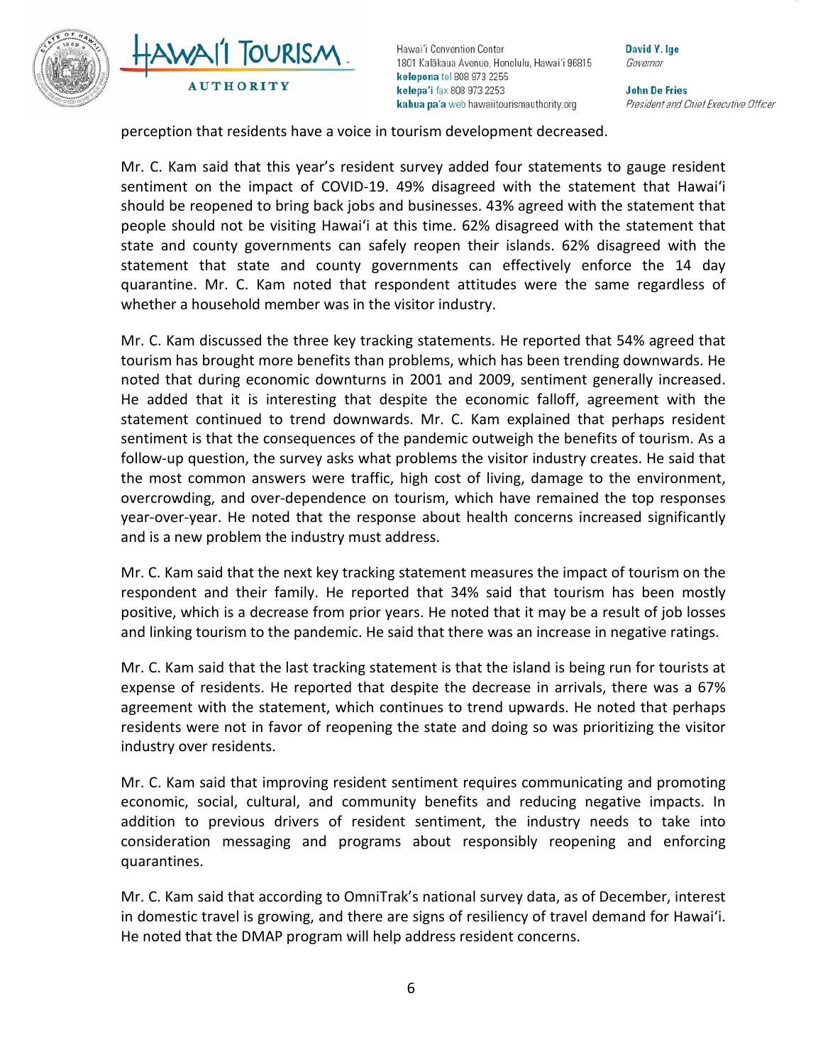perception that residents have a voice in tourism development decreased.

Mr. C. Kam said that this year's resident survey added four statements to gauge resident sentiment on the impact of COVID-19. 49% disagreed with the statement that Hawaiʻi should be reopened to bring back jobs and businesses. 43% agreed with the statement that people should not be visiting Hawaiʻi at this time. 62% disagreed with the statement that state and county governments can safely reopen their islands. 62% disagreed with the statement that state and county governments can effectively enforce the 14 day quarantine. Mr. C. Kam noted that respondent attitudes were the same regardless of whether a household member was in the visitor industry.

Mr. C. Kam discussed the three key tracking statements. He reported that 54% agreed that tourism has brought more benefits than problems, which has been trending downwards. He noted that during economic downturns in 2001 and 2009, sentiment generally increased. He added that it is interesting that despite the economic falloff, agreement with the statement continued to trend downwards. Mr. C. Kam explained that perhaps resident sentiment is that the consequences of the pandemic outweigh the benefits of tourism. As a follow-up question, the survey asks what problems the visitor industry creates. He said that the most common answers were traffic, high cost of living, damage to the environment, overcrowding, and over-dependence on tourism, which have remained the top responses year-over-year. He noted that the response about health concerns increased significantly and is a new problem the industry must address.

Mr. C. Kam said that the next key tracking statement measures the impact of tourism on the respondent and their family. He reported that 34% said that tourism has been mostly positive, which is a decrease from prior years. He noted that it may be a result of job losses and linking tourism to the pandemic. He said that there was an increase in negative ratings.

Mr. C. Kam said that the last tracking statement is that the island is being run for tourists at expense of residents. He reported that despite the decrease in arrivals, there was a 67% agreement with the statement, which continues to trend upwards. He noted that perhaps residents were not in favor of reopening the state and doing so was prioritizing the visitor industry over residents.

Mr. C. Kam said that improving resident sentiment requires communicating and promoting economic, social, cultural, and community benefits and reducing negative impacts. In addition to previous drivers of resident sentiment, the industry needs to take into consideration messaging and programs about responsibly reopening and enforcing quarantines.

Mr. C. Kam said that according to OmniTrak's national survey data, as of December, interest in domestic travel is growing, and there are signs of resiliency of travel demand for Hawaiʻi. He noted that the DMAP program will help address resident concerns.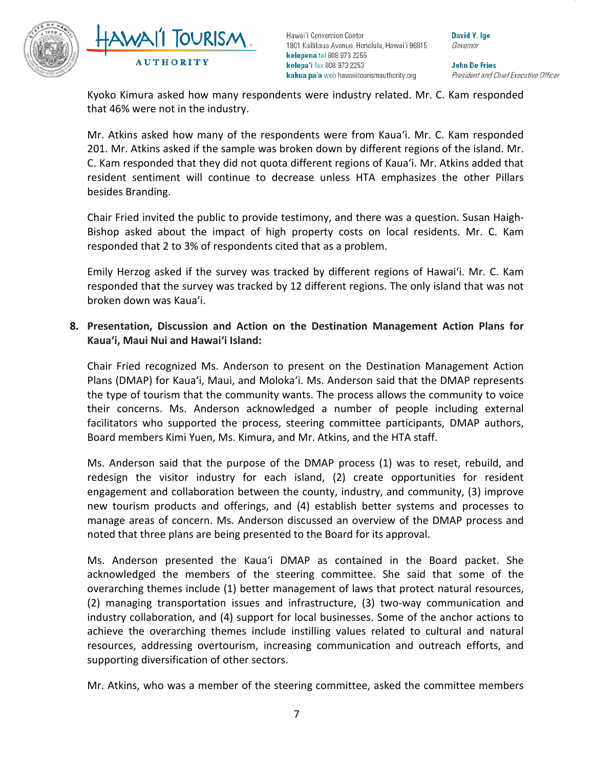Kyoko Kimura asked how many respondents were industry related. Mr. C. Kam responded that 46% were not in the industry.

Mr. Atkins asked how many of the respondents were from Kauaʻi. Mr. C. Kam responded 201. Mr. Atkins asked if the sample was broken down by different regions of the island. Mr. C. Kam responded that they did not quota different regions of Kauaʻi. Mr. Atkins added that resident sentiment will continue to decrease unless HTA emphasizes the other Pillars besides Branding.

Chair Fried invited the public to provide testimony, and there was a question. Susan Haigh-Bishop asked about the impact of high property costs on local residents. Mr. C. Kam responded that 2 to 3% of respondents cited that as a problem.

Emily Herzog asked if the survey was tracked by different regions of Hawaiʻi. Mr. C. Kam responded that the survey was tracked by 12 different regions. The only island that was not broken down was Kauaʻi.

**8. Presentation, Discussion and Action on the Destination Management Action Plans for Kauaʻi, Maui Nui and Hawaiʻi Island:**

Chair Fried recognized Ms. Anderson to present on the Destination Management Action Plans (DMAP) for Kauaʻi, Maui, and Molokaʻi. Ms. Anderson said that the DMAP represents the type of tourism that the community wants. The process allows the community to voice their concerns. Ms. Anderson acknowledged a number of people including external facilitators who supported the process, steering committee participants, DMAP authors, Board members Kimi Yuen, Ms. Kimura, and Mr. Atkins, and the HTA staff.

Ms. Anderson said that the purpose of the DMAP process (1) was to reset, rebuild, and redesign the visitor industry for each island, (2) create opportunities for resident engagement and collaboration between the county, industry, and community, (3) improve new tourism products and offerings, and (4) establish better systems and processes to manage areas of concern. Ms. Anderson discussed an overview of the DMAP process and noted that three plans are being presented to the Board for its approval.

Ms. Anderson presented the Kauaʻi DMAP as contained in the Board packet. She acknowledged the members of the steering committee. She said that some of the overarching themes include (1) better management of laws that protect natural resources, (2) managing transportation issues and infrastructure, (3) two-way communication and industry collaboration, and (4) support for local businesses. Some of the anchor actions to achieve the overarching themes include instilling values related to cultural and natural resources, addressing overtourism, increasing communication and outreach efforts, and supporting diversification of other sectors.

Mr. Atkins, who was a member of the steering committee, asked the committee members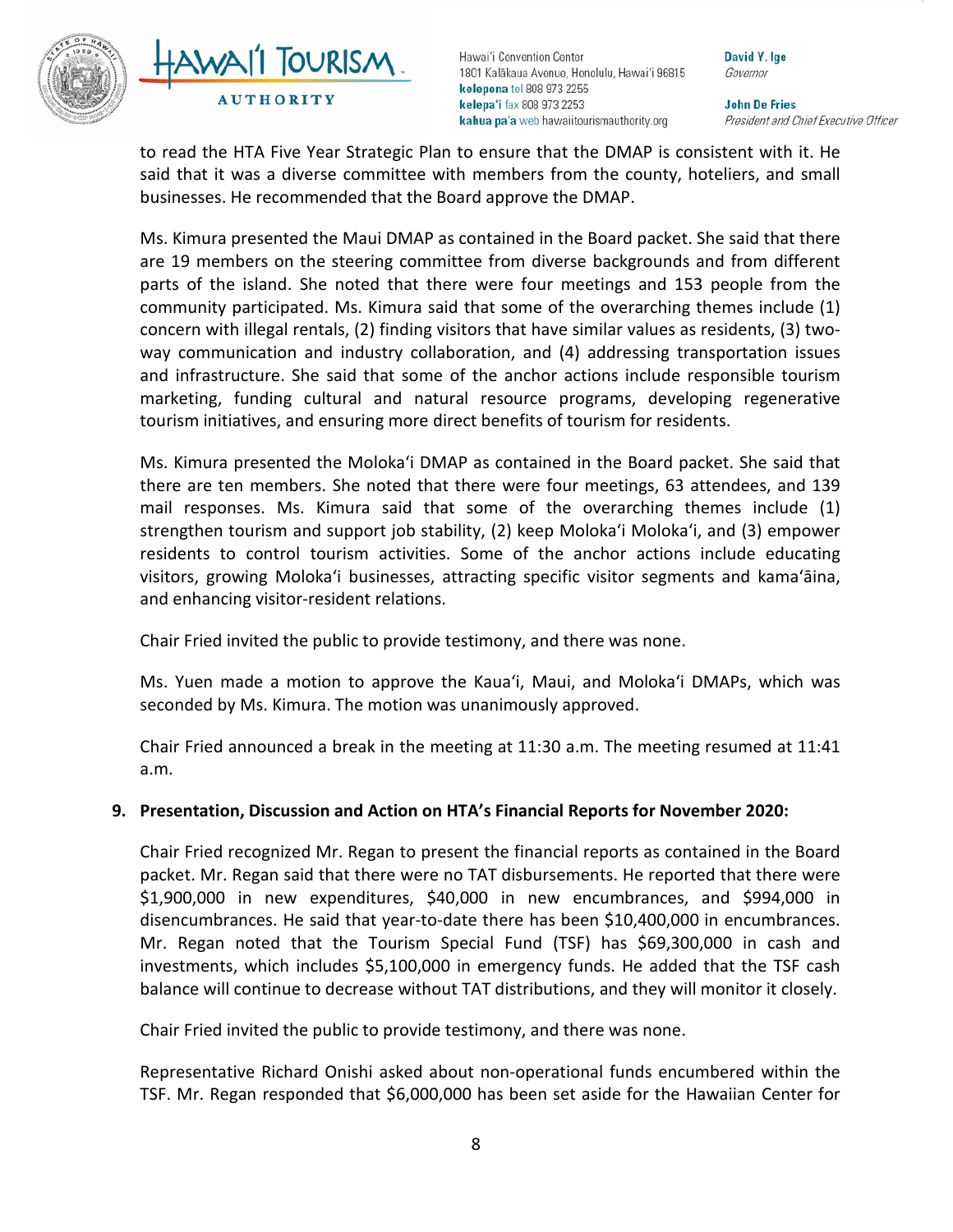to read the HTA Five Year Strategic Plan to ensure that the DMAP is consistent with it. He said that it was a diverse committee with members from the county, hoteliers, and small businesses. He recommended that the Board approve the DMAP.

Ms. Kimura presented the Maui DMAP as contained in the Board packet. She said that there are 19 members on the steering committee from diverse backgrounds and from different parts of the island. She noted that there were four meetings and 153 people from the community participated. Ms. Kimura said that some of the overarching themes include (1) concern with illegal rentals, (2) finding visitors that have similar values as residents, (3) two-way communication and industry collaboration, and (4) addressing transportation issues and infrastructure. She said that some of the anchor actions include responsible tourism marketing, funding cultural and natural resource programs, developing regenerative tourism initiatives, and ensuring more direct benefits of tourism for residents.

Ms. Kimura presented the Molokaʻi DMAP as contained in the Board packet. She said that there are ten members. She noted that there were four meetings, 63 attendees, and 139 mail responses. Ms. Kimura said that some of the overarching themes include (1) strengthen tourism and support job stability, (2) keep Molokaʻi Molokaʻi, and (3) empower residents to control tourism activities. Some of the anchor actions include educating visitors, growing Molokaʻi businesses, attracting specific visitor segments and kamaʻāina, and enhancing visitor-resident relations.

Chair Fried invited the public to provide testimony, and there was none.

Ms. Yuen made a motion to approve the Kauaʻi, Maui, and Molokaʻi DMAPs, which was seconded by Ms. Kimura. The motion was unanimously approved.

Chair Fried announced a break in the meeting at 11:30 a.m. The meeting resumed at 11:41 a.m.

**9. Presentation, Discussion and Action on HTA's Financial Reports for November 2020:**

Chair Fried recognized Mr. Regan to present the financial reports as contained in the Board packet. Mr. Regan said that there were no TAT disbursements. He reported that there were $1,900,000 in new expenditures, $40,000 in new encumbrances, and $994,000 in disencumbrances. He said that year-to-date there has been $10,400,000 in encumbrances. Mr. Regan noted that the Tourism Special Fund (TSF) has $69,300,000 in cash and investments, which includes $5,100,000 in emergency funds. He added that the TSF cash balance will continue to decrease without TAT distributions, and they will monitor it closely.

Chair Fried invited the public to provide testimony, and there was none.

Representative Richard Onishi asked about non-operational funds encumbered within the TSF. Mr. Regan responded that $6,000,000 has been set aside for the Hawaiian Center for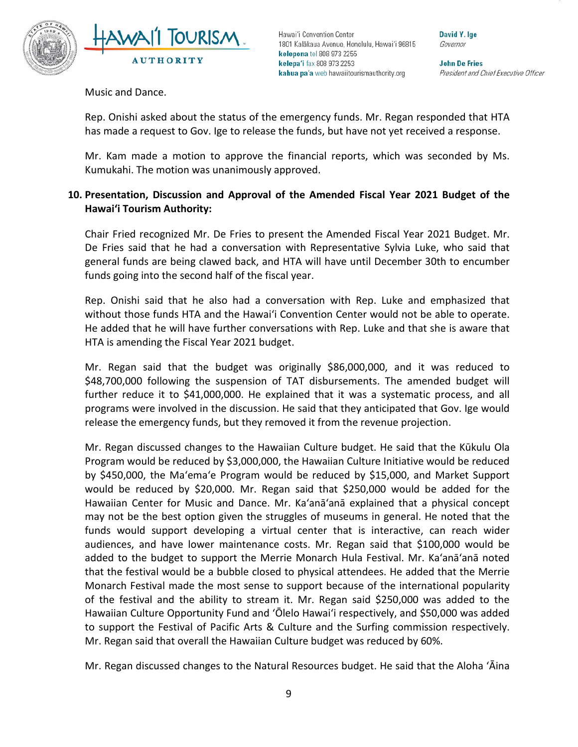Music and Dance.

Rep. Onishi asked about the status of the emergency funds. Mr. Regan responded that HTA has made a request to Gov. Ige to release the funds, but have not yet received a response.

Mr. Kam made a motion to approve the financial reports, which was seconded by Ms. Kumukahi. The motion was unanimously approved.

**10. Presentation, Discussion and Approval of the Amended Fiscal Year 2021 Budget of the Hawaiʻi Tourism Authority:**

Chair Fried recognized Mr. De Fries to present the Amended Fiscal Year 2021 Budget. Mr. De Fries said that he had a conversation with Representative Sylvia Luke, who said that general funds are being clawed back, and HTA will have until December 30th to encumber funds going into the second half of the fiscal year.

Rep. Onishi said that he also had a conversation with Rep. Luke and emphasized that without those funds HTA and the Hawaiʻi Convention Center would not be able to operate. He added that he will have further conversations with Rep. Luke and that she is aware that HTA is amending the Fiscal Year 2021 budget.

Mr. Regan said that the budget was originally $86,000,000, and it was reduced to $48,700,000 following the suspension of TAT disbursements. The amended budget will further reduce it to $41,000,000. He explained that it was a systematic process, and all programs were involved in the discussion. He said that they anticipated that Gov. Ige would release the emergency funds, but they removed it from the revenue projection.

Mr. Regan discussed changes to the Hawaiian Culture budget. He said that the Kūkulu Ola Program would be reduced by $3,000,000, the Hawaiian Culture Initiative would be reduced by $450,000, the Maʻemaʻe Program would be reduced by $15,000, and Market Support would be reduced by $20,000. Mr. Regan said that $250,000 would be added for the Hawaiian Center for Music and Dance. Mr. Kaʻanāʻanā explained that a physical concept may not be the best option given the struggles of museums in general. He noted that the funds would support developing a virtual center that is interactive, can reach wider audiences, and have lower maintenance costs. Mr. Regan said that $100,000 would be added to the budget to support the Merrie Monarch Hula Festival. Mr. Kaʻanāʻanā noted that the festival would be a bubble closed to physical attendees. He added that the Merrie Monarch Festival made the most sense to support because of the international popularity of the festival and the ability to stream it. Mr. Regan said $250,000 was added to the Hawaiian Culture Opportunity Fund and ʻŌlelo Hawaiʻi respectively, and $50,000 was added to support the Festival of Pacific Arts & Culture and the Surfing commission respectively. Mr. Regan said that overall the Hawaiian Culture budget was reduced by 60%.

Mr. Regan discussed changes to the Natural Resources budget. He said that the Aloha ʻĀina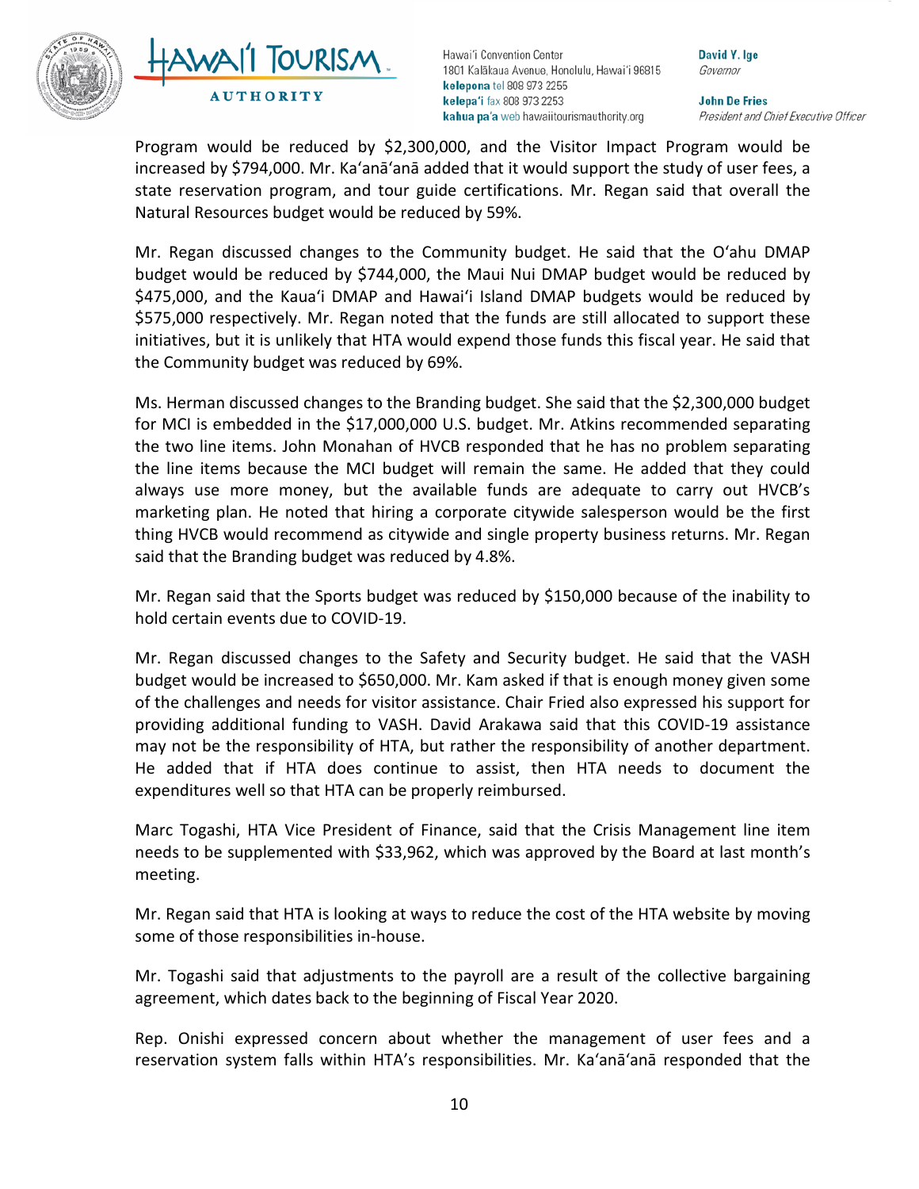Program would be reduced by $2,300,000, and the Visitor Impact Program would be increased by $794,000. Mr. Ka'anā'anā added that it would support the study of user fees, a state reservation program, and tour guide certifications. Mr. Regan said that overall the Natural Resources budget would be reduced by 59%.

Mr. Regan discussed changes to the Community budget. He said that the O'ahu DMAP budget would be reduced by $744,000, the Maui Nui DMAP budget would be reduced by $475,000, and the Kaua'i DMAP and Hawai'i Island DMAP budgets would be reduced by $575,000 respectively. Mr. Regan noted that the funds are still allocated to support these initiatives, but it is unlikely that HTA would expend those funds this fiscal year. He said that the Community budget was reduced by 69%.

Ms. Herman discussed changes to the Branding budget. She said that the $2,300,000 budget for MCI is embedded in the $17,000,000 U.S. budget. Mr. Atkins recommended separating the two line items. John Monahan of HVCB responded that he has no problem separating the line items because the MCI budget will remain the same. He added that they could always use more money, but the available funds are adequate to carry out HVCB's marketing plan. He noted that hiring a corporate citywide salesperson would be the first thing HVCB would recommend as citywide and single property business returns. Mr. Regan said that the Branding budget was reduced by 4.8%.

Mr. Regan said that the Sports budget was reduced by $150,000 because of the inability to hold certain events due to COVID-19.

Mr. Regan discussed changes to the Safety and Security budget. He said that the VASH budget would be increased to $650,000. Mr. Kam asked if that is enough money given some of the challenges and needs for visitor assistance. Chair Fried also expressed his support for providing additional funding to VASH. David Arakawa said that this COVID-19 assistance may not be the responsibility of HTA, but rather the responsibility of another department. He added that if HTA does continue to assist, then HTA needs to document the expenditures well so that HTA can be properly reimbursed.

Marc Togashi, HTA Vice President of Finance, said that the Crisis Management line item needs to be supplemented with $33,962, which was approved by the Board at last month's meeting.

Mr. Regan said that HTA is looking at ways to reduce the cost of the HTA website by moving some of those responsibilities in-house.

Mr. Togashi said that adjustments to the payroll are a result of the collective bargaining agreement, which dates back to the beginning of Fiscal Year 2020.

Rep. Onishi expressed concern about whether the management of user fees and a reservation system falls within HTA's responsibilities. Mr. Ka'anā'anā responded that the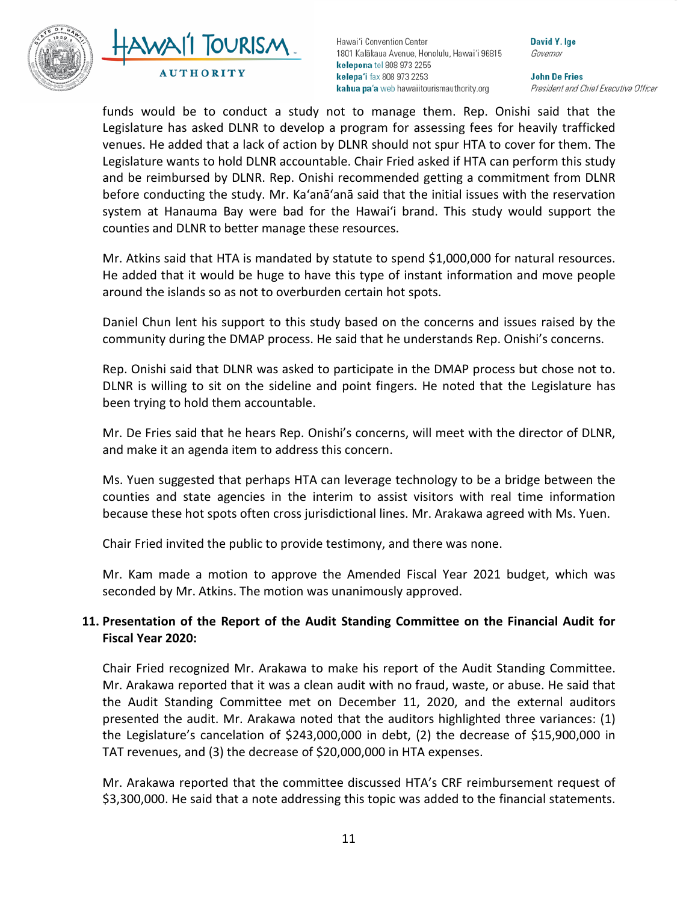funds would be to conduct a study not to manage them. Rep. Onishi said that the Legislature has asked DLNR to develop a program for assessing fees for heavily trafficked venues. He added that a lack of action by DLNR should not spur HTA to cover for them. The Legislature wants to hold DLNR accountable. Chair Fried asked if HTA can perform this study and be reimbursed by DLNR. Rep. Onishi recommended getting a commitment from DLNR before conducting the study. Mr. Ka'anā'anā said that the initial issues with the reservation system at Hanauma Bay were bad for the Hawai'i brand. This study would support the counties and DLNR to better manage these resources.

Mr. Atkins said that HTA is mandated by statute to spend $1,000,000 for natural resources. He added that it would be huge to have this type of instant information and move people around the islands so as not to overburden certain hot spots.

Daniel Chun lent his support to this study based on the concerns and issues raised by the community during the DMAP process. He said that he understands Rep. Onishi's concerns.

Rep. Onishi said that DLNR was asked to participate in the DMAP process but chose not to. DLNR is willing to sit on the sideline and point fingers. He noted that the Legislature has been trying to hold them accountable.

Mr. De Fries said that he hears Rep. Onishi's concerns, will meet with the director of DLNR, and make it an agenda item to address this concern.

Ms. Yuen suggested that perhaps HTA can leverage technology to be a bridge between the counties and state agencies in the interim to assist visitors with real time information because these hot spots often cross jurisdictional lines. Mr. Arakawa agreed with Ms. Yuen.

Chair Fried invited the public to provide testimony, and there was none.

Mr. Kam made a motion to approve the Amended Fiscal Year 2021 budget, which was seconded by Mr. Atkins. The motion was unanimously approved.

**11. Presentation of the Report of the Audit Standing Committee on the Financial Audit for Fiscal Year 2020:**

Chair Fried recognized Mr. Arakawa to make his report of the Audit Standing Committee. Mr. Arakawa reported that it was a clean audit with no fraud, waste, or abuse. He said that the Audit Standing Committee met on December 11, 2020, and the external auditors presented the audit. Mr. Arakawa noted that the auditors highlighted three variances: (1) the Legislature's cancelation of $243,000,000 in debt, (2) the decrease of $15,900,000 in TAT revenues, and (3) the decrease of $20,000,000 in HTA expenses.

Mr. Arakawa reported that the committee discussed HTA's CRF reimbursement request of $3,300,000. He said that a note addressing this topic was added to the financial statements.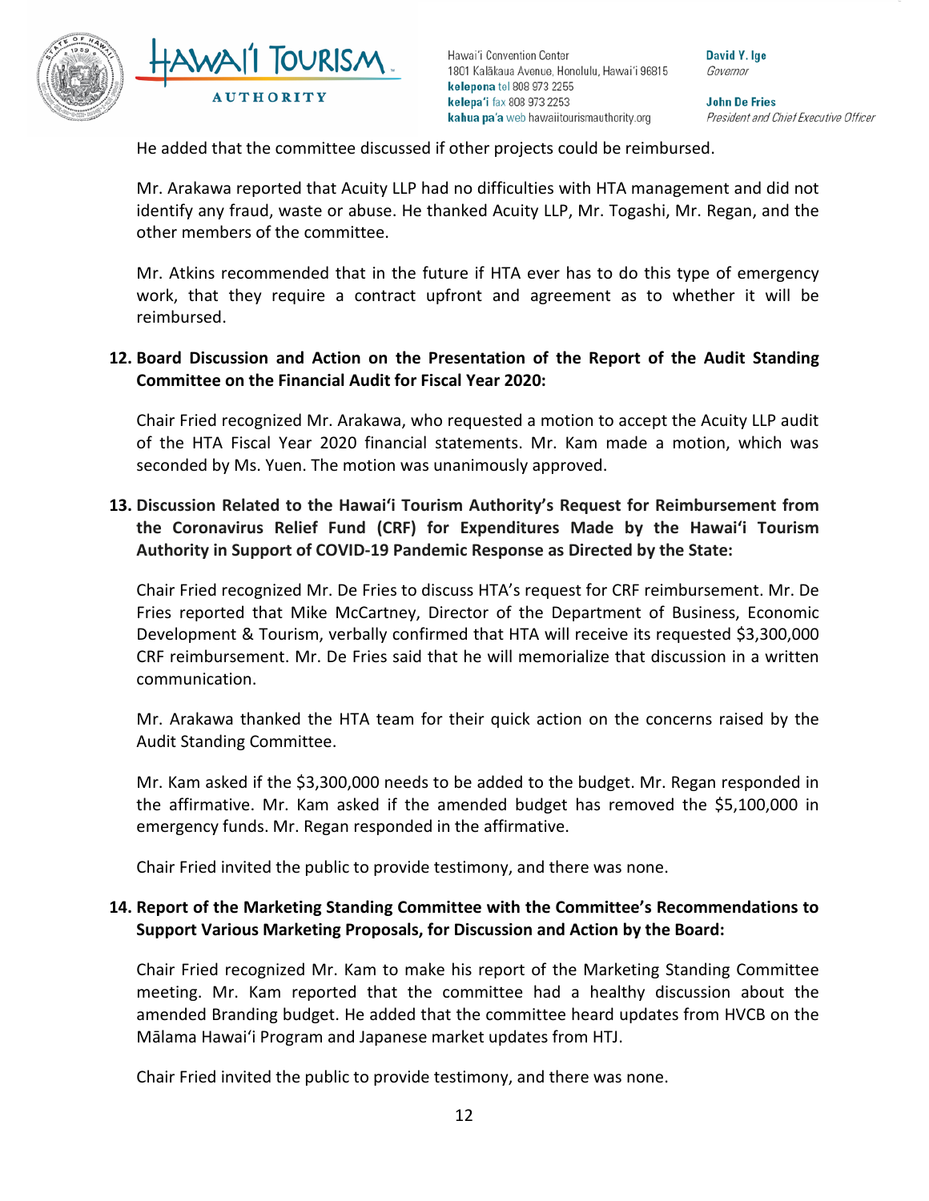He added that the committee discussed if other projects could be reimbursed.

Mr. Arakawa reported that Acuity LLP had no difficulties with HTA management and did not identify any fraud, waste or abuse. He thanked Acuity LLP, Mr. Togashi, Mr. Regan, and the other members of the committee.

Mr. Atkins recommended that in the future if HTA ever has to do this type of emergency work, that they require a contract upfront and agreement as to whether it will be reimbursed.

**12. Board Discussion and Action on the Presentation of the Report of the Audit Standing Committee on the Financial Audit for Fiscal Year 2020:**

Chair Fried recognized Mr. Arakawa, who requested a motion to accept the Acuity LLP audit of the HTA Fiscal Year 2020 financial statements. Mr. Kam made a motion, which was seconded by Ms. Yuen. The motion was unanimously approved.

**13. Discussion Related to the Hawaiʻi Tourism Authority's Request for Reimbursement from the Coronavirus Relief Fund (CRF) for Expenditures Made by the Hawaiʻi Tourism Authority in Support of COVID-19 Pandemic Response as Directed by the State:**

Chair Fried recognized Mr. De Fries to discuss HTA's request for CRF reimbursement. Mr. De Fries reported that Mike McCartney, Director of the Department of Business, Economic Development & Tourism, verbally confirmed that HTA will receive its requested $3,300,000 CRF reimbursement. Mr. De Fries said that he will memorialize that discussion in a written communication.

Mr. Arakawa thanked the HTA team for their quick action on the concerns raised by the Audit Standing Committee.

Mr. Kam asked if the $3,300,000 needs to be added to the budget. Mr. Regan responded in the affirmative. Mr. Kam asked if the amended budget has removed the $5,100,000 in emergency funds. Mr. Regan responded in the affirmative.

Chair Fried invited the public to provide testimony, and there was none.

**14. Report of the Marketing Standing Committee with the Committee's Recommendations to Support Various Marketing Proposals, for Discussion and Action by the Board:**

Chair Fried recognized Mr. Kam to make his report of the Marketing Standing Committee meeting. Mr. Kam reported that the committee had a healthy discussion about the amended Branding budget. He added that the committee heard updates from HVCB on the Mālama Hawaiʻi Program and Japanese market updates from HTJ.

Chair Fried invited the public to provide testimony, and there was none.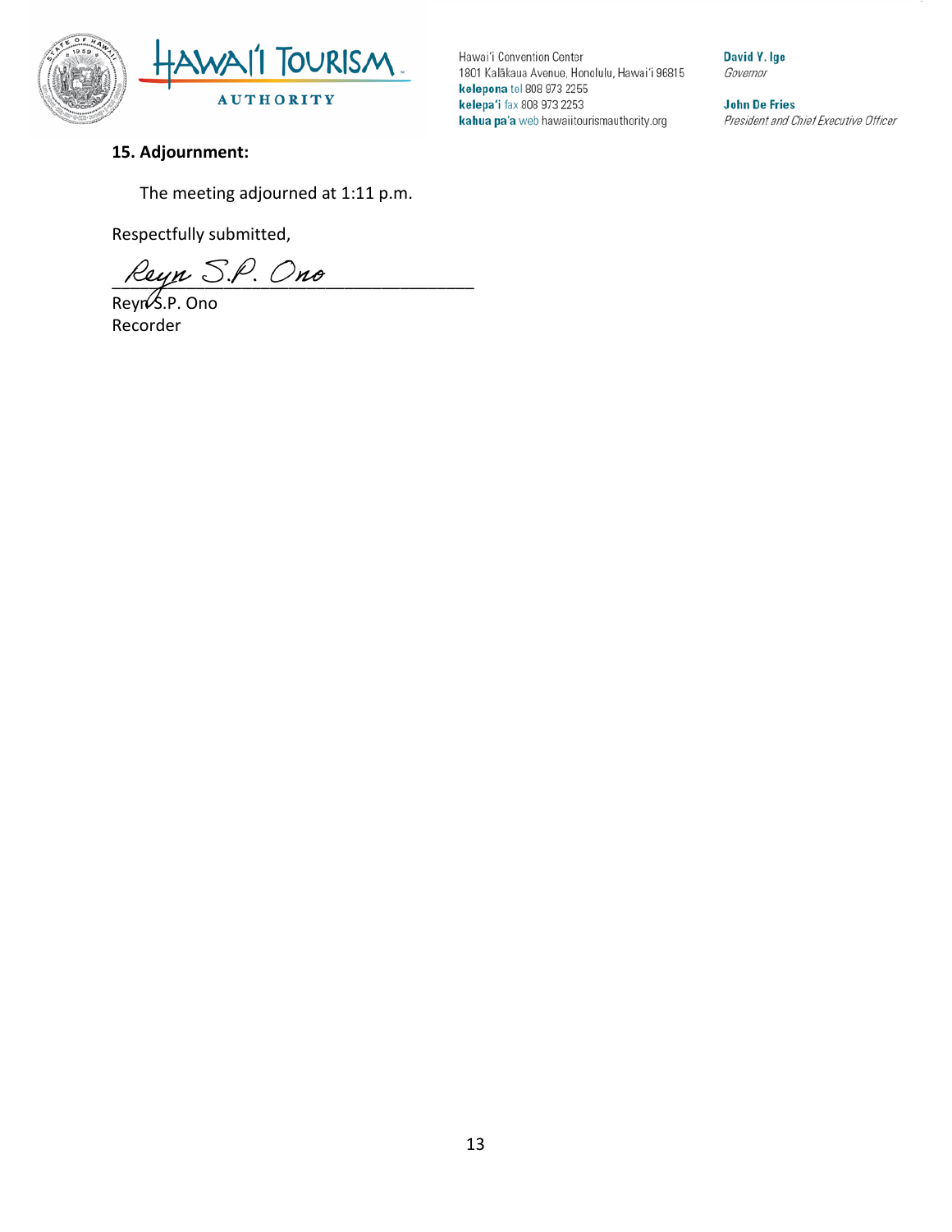**15. Adjournment:**

The meeting adjourned at 1:11 p.m.

Respectfully submitted,

Reyn S.P. Ono
\_\_\_\_\_\_\_\_\_\_\_\_\_\_\_\_\_\_\_\_\_\_\_\_\_\_\_\_\_\_\_\_\_\_\_\_

Reyn S.P. Ono
Recorder